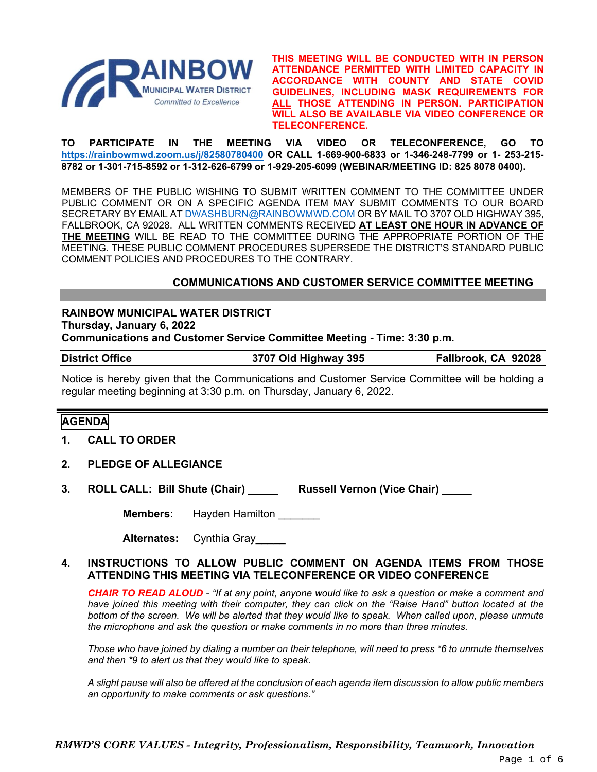RAINBOW MUNICIPAL WATER DISTRICT
Committed to Excellence

**THIS MEETING WILL BE CONDUCTED WITH IN PERSON ATTENDANCE PERMITTED WITH LIMITED CAPACITY IN ACCORDANCE WITH COUNTY AND STATE COVID GUIDELINES, INCLUDING MASK REQUIREMENTS FOR ALL THOSE ATTENDING IN PERSON. PARTICIPATION WILL ALSO BE AVAILABLE VIA VIDEO CONFERENCE OR TELECONFERENCE.**

**TO PARTICIPATE IN THE MEETING VIA VIDEO OR TELECONFERENCE, GO TO https://rainbowmwd.zoom.us/j/82580780400 OR CALL 1-669-900-6833 or 1-346-248-7799 or 1- 253-215-8782 or 1-301-715-8592 or 1-312-626-6799 or 1-929-205-6099 (WEBINAR/MEETING ID: 825 8078 0400).**

MEMBERS OF THE PUBLIC WISHING TO SUBMIT WRITTEN COMMENT TO THE COMMITTEE UNDER PUBLIC COMMENT OR ON A SPECIFIC AGENDA ITEM MAY SUBMIT COMMENTS TO OUR BOARD SECRETARY BY EMAIL AT DWASHBURN@RAINBOWMWD.COM OR BY MAIL TO 3707 OLD HIGHWAY 395, FALLBROOK, CA 92028. ALL WRITTEN COMMENTS RECEIVED **AT LEAST ONE HOUR IN ADVANCE OF THE MEETING** WILL BE READ TO THE COMMITTEE DURING THE APPROPRIATE PORTION OF THE MEETING. THESE PUBLIC COMMENT PROCEDURES SUPERSEDE THE DISTRICT'S STANDARD PUBLIC COMMENT POLICIES AND PROCEDURES TO THE CONTRARY.

# COMMUNICATIONS AND CUSTOMER SERVICE COMMITTEE MEETING

**RAINBOW MUNICIPAL WATER DISTRICT**
**Thursday, January 6, 2022**
**Communications and Customer Service Committee Meeting - Time: 3:30 p.m.**

| **District Office** | **3707 Old Highway 395** | **Fallbrook, CA 92028** |
|---|---|---|

Notice is hereby given that the Communications and Customer Service Committee will be holding a regular meeting beginning at 3:30 p.m. on Thursday, January 6, 2022.

## AGENDA

1. **CALL TO ORDER**

2. **PLEDGE OF ALLEGIANCE**

3. **ROLL CALL: Bill Shute (Chair) _____ Russell Vernon (Vice Chair) _____**

   **Members:** Hayden Hamilton _______

   **Alternates:** Cynthia Gray_____

4. **INSTRUCTIONS TO ALLOW PUBLIC COMMENT ON AGENDA ITEMS FROM THOSE ATTENDING THIS MEETING VIA TELECONFERENCE OR VIDEO CONFERENCE**

   ***CHAIR TO READ ALOUD*** - *"If at any point, anyone would like to ask a question or make a comment and have joined this meeting with their computer, they can click on the "Raise Hand" button located at the bottom of the screen. We will be alerted that they would like to speak. When called upon, please unmute the microphone and ask the question or make comments in no more than three minutes.*

   *Those who have joined by dialing a number on their telephone, will need to press *6 to unmute themselves and then *9 to alert us that they would like to speak.*

   *A slight pause will also be offered at the conclusion of each agenda item discussion to allow public members an opportunity to make comments or ask questions."*

***RMWD'S CORE VALUES - Integrity, Professionalism, Responsibility, Teamwork, Innovation***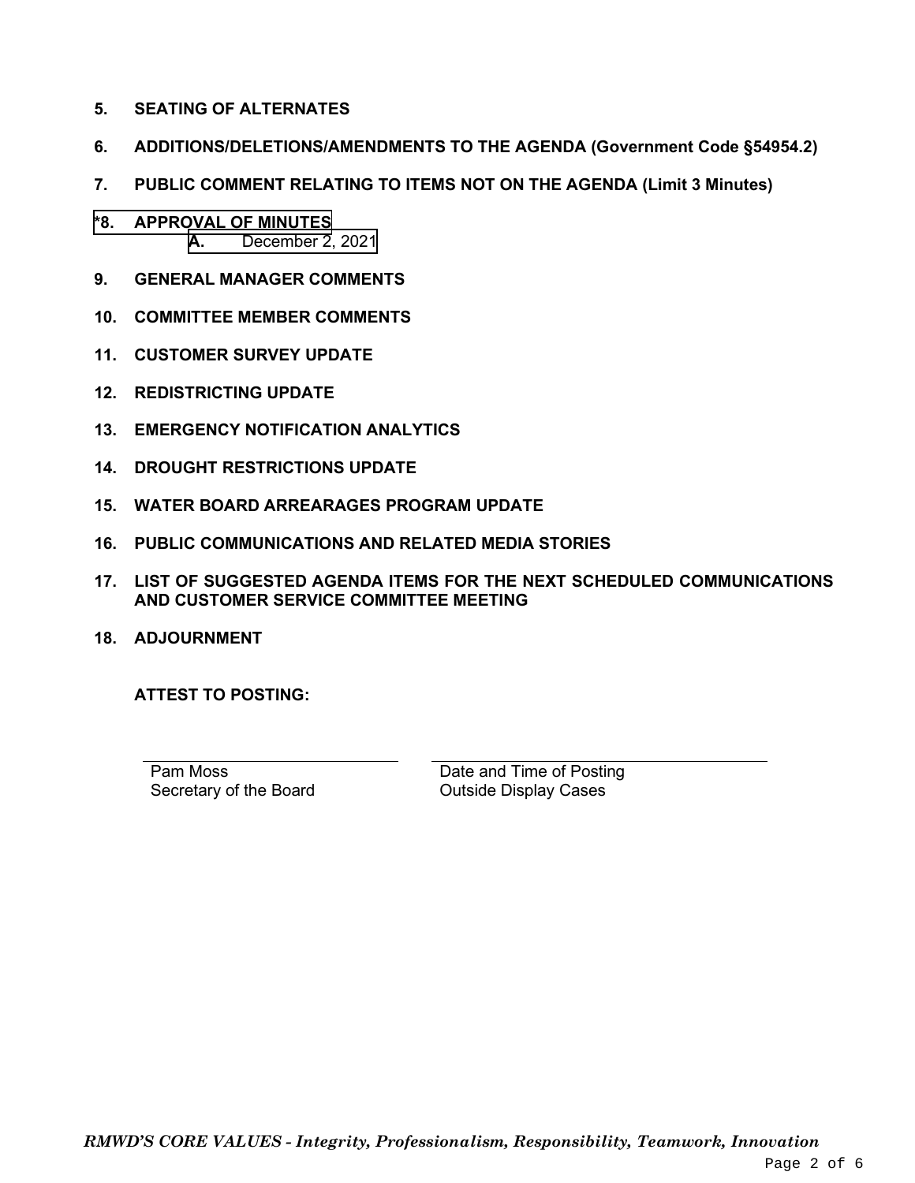**5. SEATING OF ALTERNATES**

**6. ADDITIONS/DELETIONS/AMENDMENTS TO THE AGENDA (Government Code §54954.2)**

**7. PUBLIC COMMENT RELATING TO ITEMS NOT ON THE AGENDA (Limit 3 Minutes)**

**\*8. APPROVAL OF MINUTES**

- **A.** December 2, 2021

**9. GENERAL MANAGER COMMENTS**

**10. COMMITTEE MEMBER COMMENTS**

**11. CUSTOMER SURVEY UPDATE**

**12. REDISTRICTING UPDATE**

**13. EMERGENCY NOTIFICATION ANALYTICS**

**14. DROUGHT RESTRICTIONS UPDATE**

**15. WATER BOARD ARREARAGES PROGRAM UPDATE**

**16. PUBLIC COMMUNICATIONS AND RELATED MEDIA STORIES**

**17. LIST OF SUGGESTED AGENDA ITEMS FOR THE NEXT SCHEDULED COMMUNICATIONS AND CUSTOMER SERVICE COMMITTEE MEETING**

**18. ADJOURNMENT**

**ATTEST TO POSTING:**

| \_\_\_\_\_\_\_\_\_\_\_\_\_\_\_\_\_\_\_\_\_\_\_\_ | \_\_\_\_\_\_\_\_\_\_\_\_\_\_\_\_\_\_\_\_\_\_\_\_ |
| --- | --- |
| Pam Moss<br>Secretary of the Board | Date and Time of Posting<br>Outside Display Cases |

***RMWD'S CORE VALUES - Integrity, Professionalism, Responsibility, Teamwork, Innovation***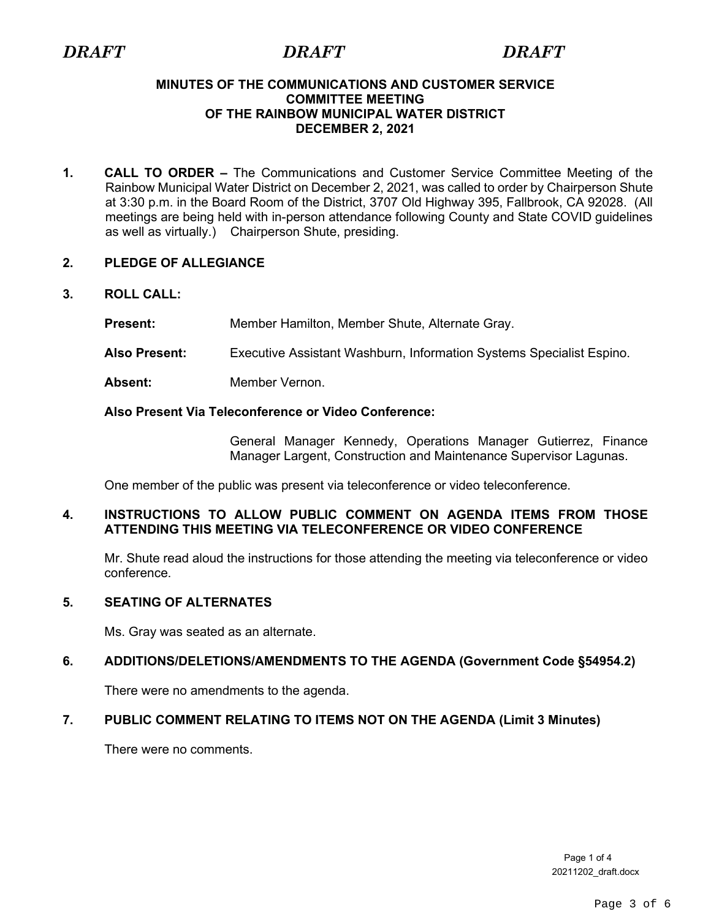*DRAFT* *DRAFT* *DRAFT*

**MINUTES OF THE COMMUNICATIONS AND CUSTOMER SERVICE COMMITTEE MEETING OF THE RAINBOW MUNICIPAL WATER DISTRICT DECEMBER 2, 2021**

**1. CALL TO ORDER –** The Communications and Customer Service Committee Meeting of the Rainbow Municipal Water District on December 2, 2021, was called to order by Chairperson Shute at 3:30 p.m. in the Board Room of the District, 3707 Old Highway 395, Fallbrook, CA 92028. (All meetings are being held with in-person attendance following County and State COVID guidelines as well as virtually.) Chairperson Shute, presiding.

**2. PLEDGE OF ALLEGIANCE**

**3. ROLL CALL:**

**Present:** Member Hamilton, Member Shute, Alternate Gray.

**Also Present:** Executive Assistant Washburn, Information Systems Specialist Espino.

**Absent:** Member Vernon.

**Also Present Via Teleconference or Video Conference:**

General Manager Kennedy, Operations Manager Gutierrez, Finance Manager Largent, Construction and Maintenance Supervisor Lagunas.

One member of the public was present via teleconference or video teleconference.

**4. INSTRUCTIONS TO ALLOW PUBLIC COMMENT ON AGENDA ITEMS FROM THOSE ATTENDING THIS MEETING VIA TELECONFERENCE OR VIDEO CONFERENCE**

Mr. Shute read aloud the instructions for those attending the meeting via teleconference or video conference.

**5. SEATING OF ALTERNATES**

Ms. Gray was seated as an alternate.

**6. ADDITIONS/DELETIONS/AMENDMENTS TO THE AGENDA (Government Code §54954.2)**

There were no amendments to the agenda.

**7. PUBLIC COMMENT RELATING TO ITEMS NOT ON THE AGENDA (Limit 3 Minutes)**

There were no comments.

20211202_draft.docx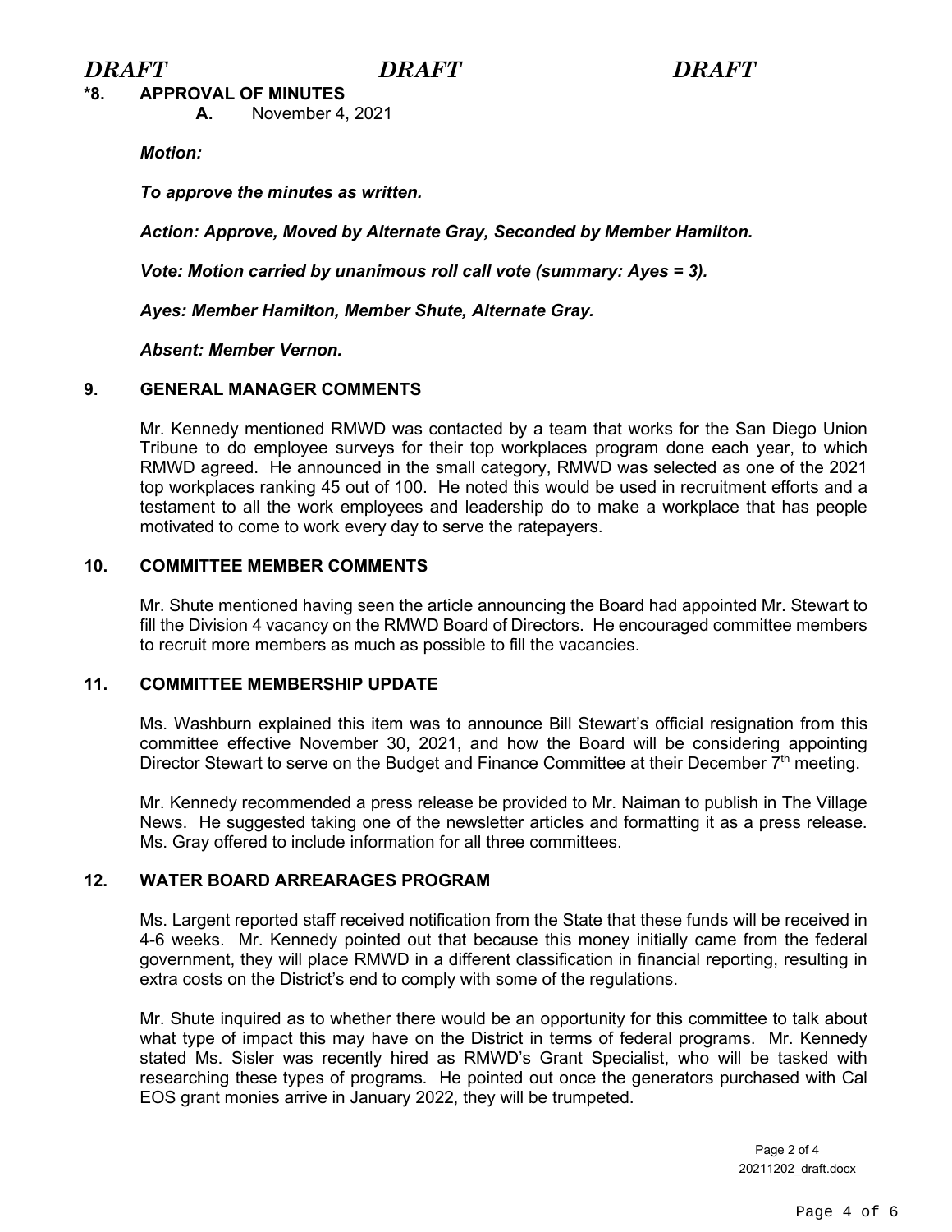*DRAFT* *DRAFT* *DRAFT*

**\*8. APPROVAL OF MINUTES**

**A.** November 4, 2021

***Motion:***

***To approve the minutes as written.***

***Action: Approve, Moved by Alternate Gray, Seconded by Member Hamilton.***

***Vote: Motion carried by unanimous roll call vote (summary: Ayes = 3).***

***Ayes: Member Hamilton, Member Shute, Alternate Gray.***

***Absent: Member Vernon.***

**9. GENERAL MANAGER COMMENTS**

Mr. Kennedy mentioned RMWD was contacted by a team that works for the San Diego Union Tribune to do employee surveys for their top workplaces program done each year, to which RMWD agreed. He announced in the small category, RMWD was selected as one of the 2021 top workplaces ranking 45 out of 100. He noted this would be used in recruitment efforts and a testament to all the work employees and leadership do to make a workplace that has people motivated to come to work every day to serve the ratepayers.

**10. COMMITTEE MEMBER COMMENTS**

Mr. Shute mentioned having seen the article announcing the Board had appointed Mr. Stewart to fill the Division 4 vacancy on the RMWD Board of Directors. He encouraged committee members to recruit more members as much as possible to fill the vacancies.

**11. COMMITTEE MEMBERSHIP UPDATE**

Ms. Washburn explained this item was to announce Bill Stewart's official resignation from this committee effective November 30, 2021, and how the Board will be considering appointing Director Stewart to serve on the Budget and Finance Committee at their December 7th meeting.

Mr. Kennedy recommended a press release be provided to Mr. Naiman to publish in The Village News. He suggested taking one of the newsletter articles and formatting it as a press release. Ms. Gray offered to include information for all three committees.

**12. WATER BOARD ARREARAGES PROGRAM**

Ms. Largent reported staff received notification from the State that these funds will be received in 4-6 weeks. Mr. Kennedy pointed out that because this money initially came from the federal government, they will place RMWD in a different classification in financial reporting, resulting in extra costs on the District's end to comply with some of the regulations.

Mr. Shute inquired as to whether there would be an opportunity for this committee to talk about what type of impact this may have on the District in terms of federal programs. Mr. Kennedy stated Ms. Sisler was recently hired as RMWD's Grant Specialist, who will be tasked with researching these types of programs. He pointed out once the generators purchased with Cal EOS grant monies arrive in January 2022, they will be trumpeted.

Page 2 of 4
20211202_draft.docx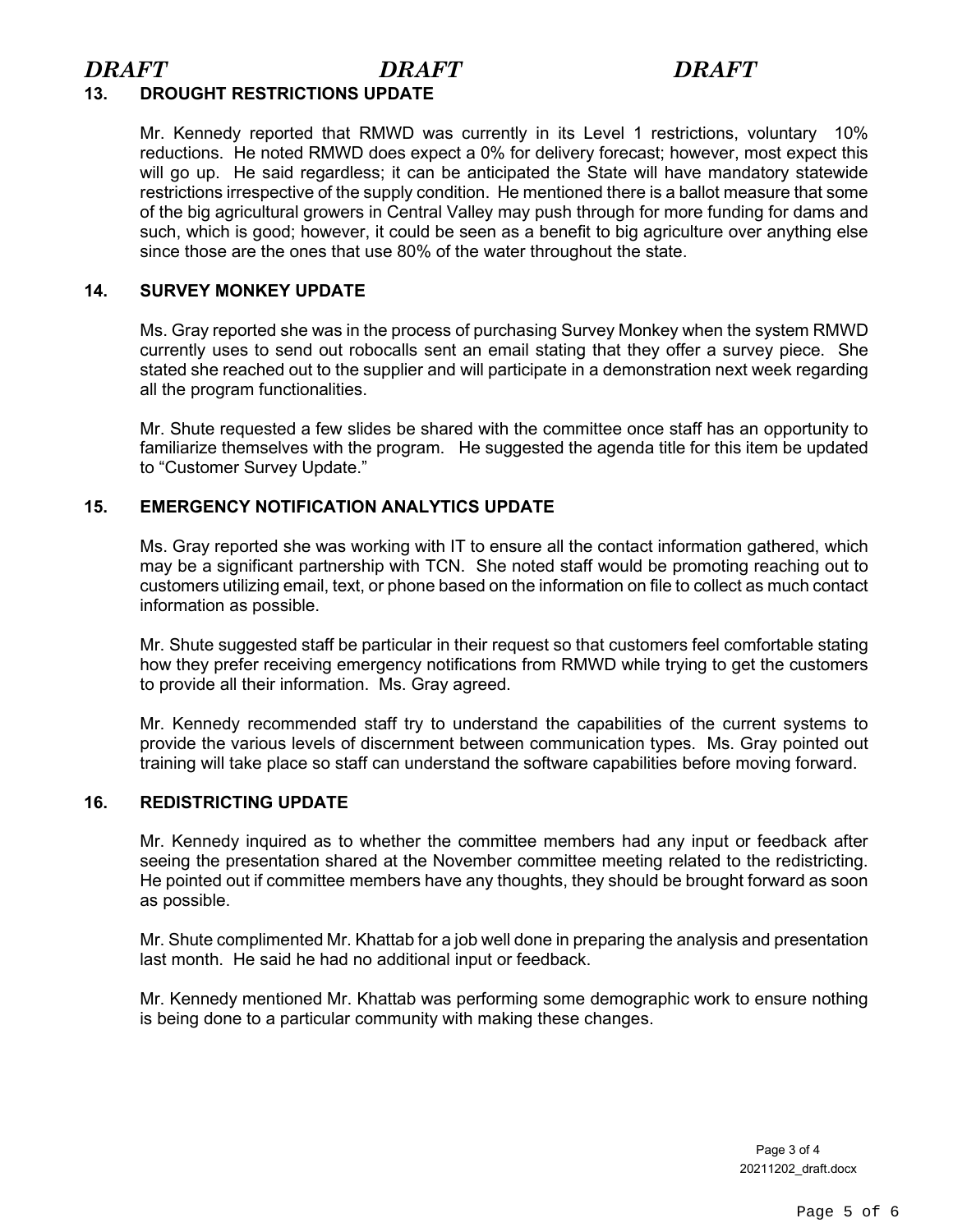*DRAFT* *DRAFT* *DRAFT*

## 13. DROUGHT RESTRICTIONS UPDATE

Mr. Kennedy reported that RMWD was currently in its Level 1 restrictions, voluntary 10% reductions. He noted RMWD does expect a 0% for delivery forecast; however, most expect this will go up. He said regardless; it can be anticipated the State will have mandatory statewide restrictions irrespective of the supply condition. He mentioned there is a ballot measure that some of the big agricultural growers in Central Valley may push through for more funding for dams and such, which is good; however, it could be seen as a benefit to big agriculture over anything else since those are the ones that use 80% of the water throughout the state.

## 14. SURVEY MONKEY UPDATE

Ms. Gray reported she was in the process of purchasing Survey Monkey when the system RMWD currently uses to send out robocalls sent an email stating that they offer a survey piece. She stated she reached out to the supplier and will participate in a demonstration next week regarding all the program functionalities.

Mr. Shute requested a few slides be shared with the committee once staff has an opportunity to familiarize themselves with the program. He suggested the agenda title for this item be updated to "Customer Survey Update."

## 15. EMERGENCY NOTIFICATION ANALYTICS UPDATE

Ms. Gray reported she was working with IT to ensure all the contact information gathered, which may be a significant partnership with TCN. She noted staff would be promoting reaching out to customers utilizing email, text, or phone based on the information on file to collect as much contact information as possible.

Mr. Shute suggested staff be particular in their request so that customers feel comfortable stating how they prefer receiving emergency notifications from RMWD while trying to get the customers to provide all their information. Ms. Gray agreed.

Mr. Kennedy recommended staff try to understand the capabilities of the current systems to provide the various levels of discernment between communication types. Ms. Gray pointed out training will take place so staff can understand the software capabilities before moving forward.

## 16. REDISTRICTING UPDATE

Mr. Kennedy inquired as to whether the committee members had any input or feedback after seeing the presentation shared at the November committee meeting related to the redistricting. He pointed out if committee members have any thoughts, they should be brought forward as soon as possible.

Mr. Shute complimented Mr. Khattab for a job well done in preparing the analysis and presentation last month. He said he had no additional input or feedback.

Mr. Kennedy mentioned Mr. Khattab was performing some demographic work to ensure nothing is being done to a particular community with making these changes.

20211202_draft.docx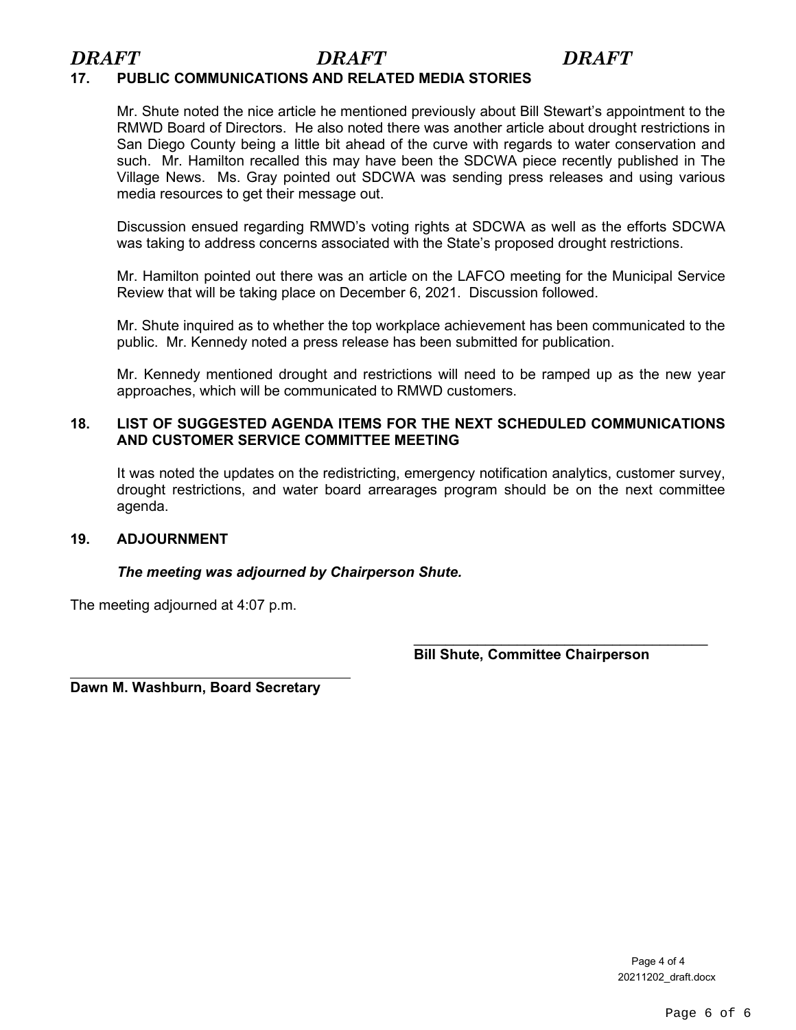*DRAFT* *DRAFT* *DRAFT*

**17. PUBLIC COMMUNICATIONS AND RELATED MEDIA STORIES**

Mr. Shute noted the nice article he mentioned previously about Bill Stewart's appointment to the RMWD Board of Directors. He also noted there was another article about drought restrictions in San Diego County being a little bit ahead of the curve with regards to water conservation and such. Mr. Hamilton recalled this may have been the SDCWA piece recently published in The Village News. Ms. Gray pointed out SDCWA was sending press releases and using various media resources to get their message out.

Discussion ensued regarding RMWD's voting rights at SDCWA as well as the efforts SDCWA was taking to address concerns associated with the State's proposed drought restrictions.

Mr. Hamilton pointed out there was an article on the LAFCO meeting for the Municipal Service Review that will be taking place on December 6, 2021. Discussion followed.

Mr. Shute inquired as to whether the top workplace achievement has been communicated to the public. Mr. Kennedy noted a press release has been submitted for publication.

Mr. Kennedy mentioned drought and restrictions will need to be ramped up as the new year approaches, which will be communicated to RMWD customers.

**18. LIST OF SUGGESTED AGENDA ITEMS FOR THE NEXT SCHEDULED COMMUNICATIONS AND CUSTOMER SERVICE COMMITTEE MEETING**

It was noted the updates on the redistricting, emergency notification analytics, customer survey, drought restrictions, and water board arrearages program should be on the next committee agenda.

**19. ADJOURNMENT**

***The meeting was adjourned by Chairperson Shute.***

The meeting adjourned at 4:07 p.m.

\_\_\_\_\_\_\_\_\_\_\_\_\_\_\_\_\_\_\_\_\_\_\_\_\_\_\_\_\_\_\_\_\_\_\_\_\_\_\_\_
**Bill Shute, Committee Chairperson**

\_\_\_\_\_\_\_\_\_\_\_\_\_\_\_\_\_\_\_\_\_\_\_\_\_\_\_\_\_\_\_\_\_\_\_\_\_\_\_\_
**Dawn M. Washburn, Board Secretary**

20211202_draft.docx